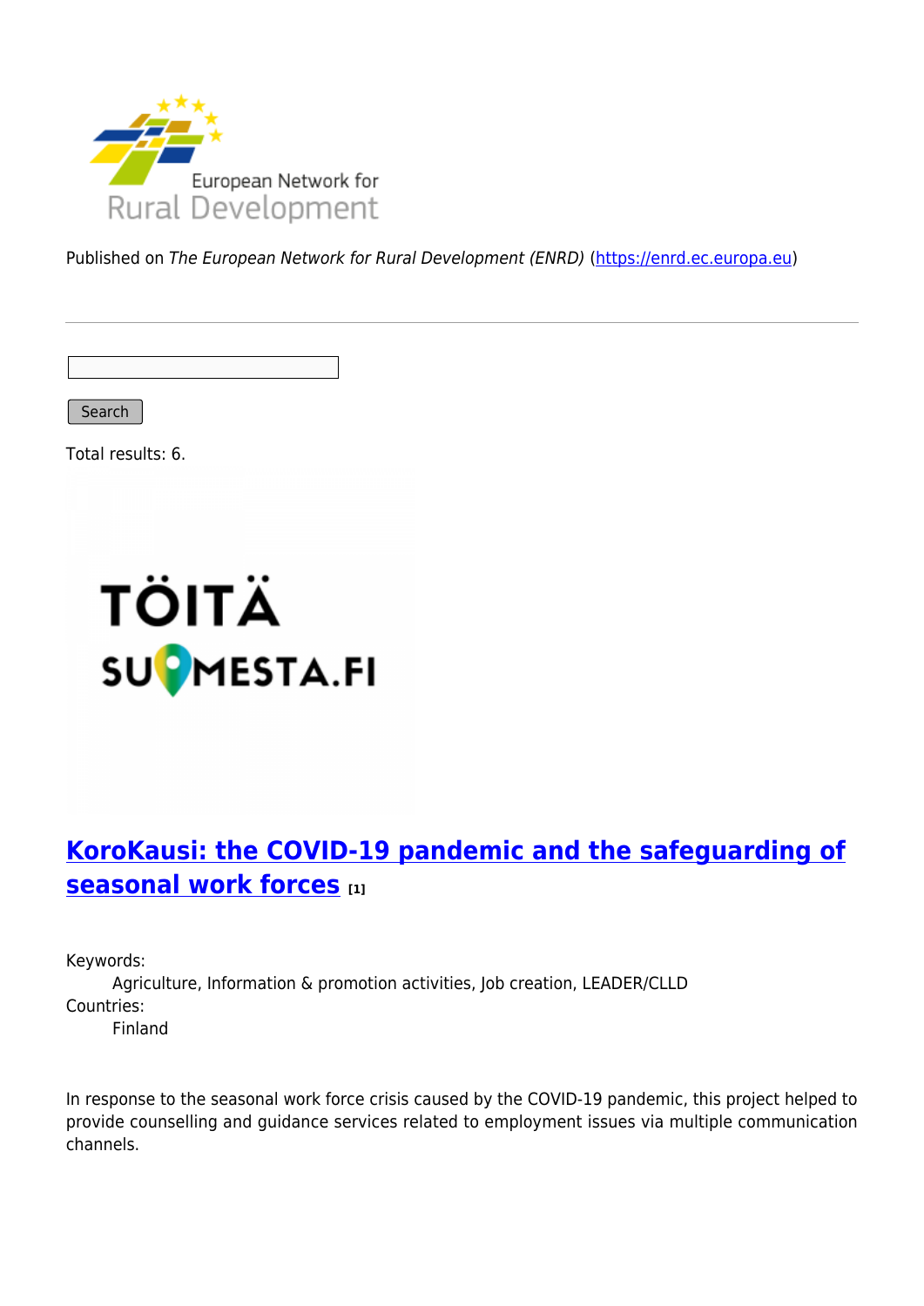Published on *The European Network for Rural Development (ENRD)* (https://enrd.ec.europa.eu)

Search

Total results: 6.

## KoroKausi: the COVID-19 pandemic and the safeguarding of seasonal work forces [1]

Keywords:
: Agriculture, Information & promotion activities, Job creation, LEADER/CLLD

Countries:
: Finland

In response to the seasonal work force crisis caused by the COVID-19 pandemic, this project helped to provide counselling and guidance services related to employment issues via multiple communication channels.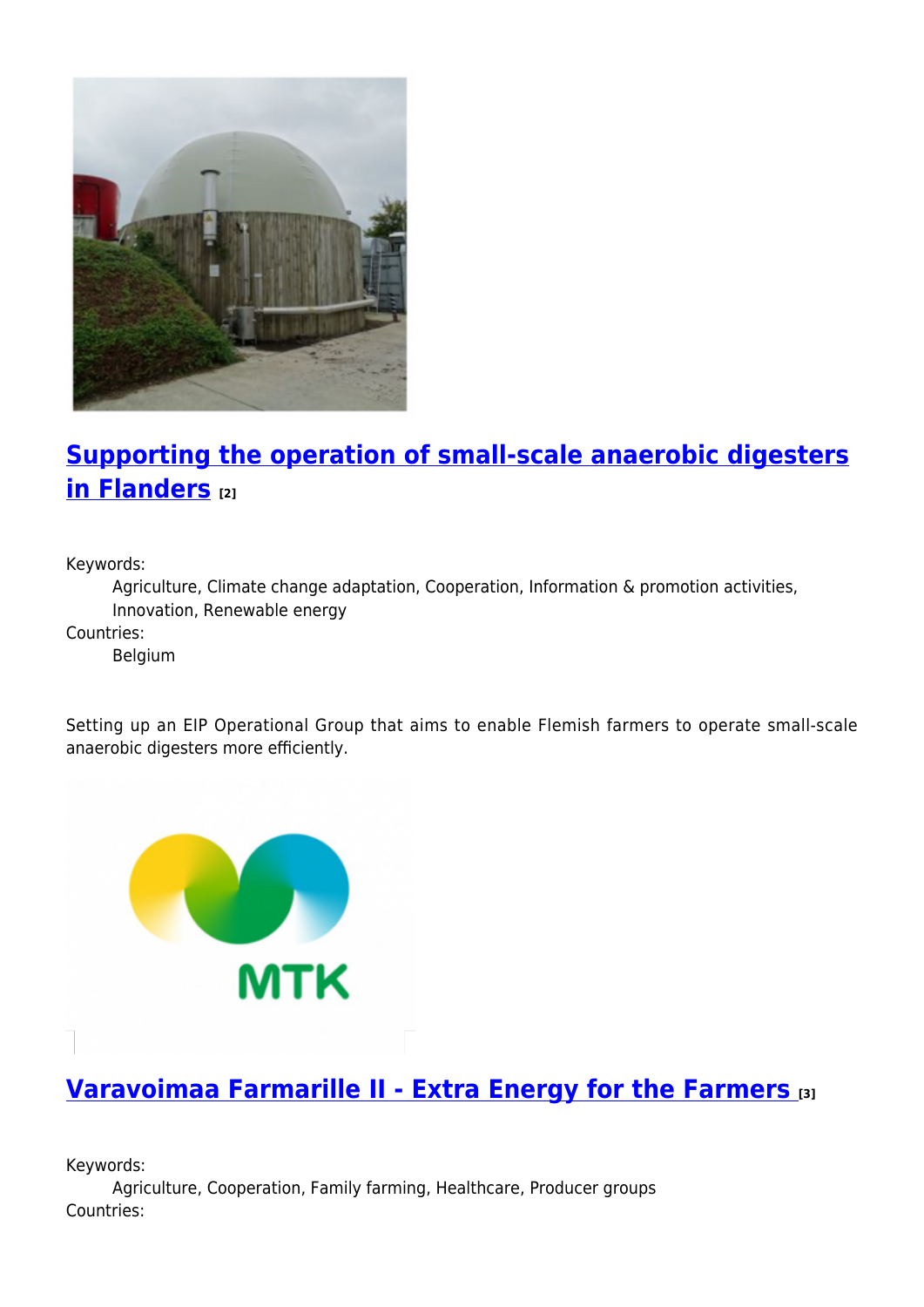## Supporting the operation of small-scale anaerobic digesters in Flanders [2]

Keywords:
Agriculture, Climate change adaptation, Cooperation, Information & promotion activities, Innovation, Renewable energy

Countries:
Belgium

Setting up an EIP Operational Group that aims to enable Flemish farmers to operate small-scale anaerobic digesters more efficiently.

## Varavoimaa Farmarille II - Extra Energy for the Farmers [3]

Keywords:
Agriculture, Cooperation, Family farming, Healthcare, Producer groups

Countries: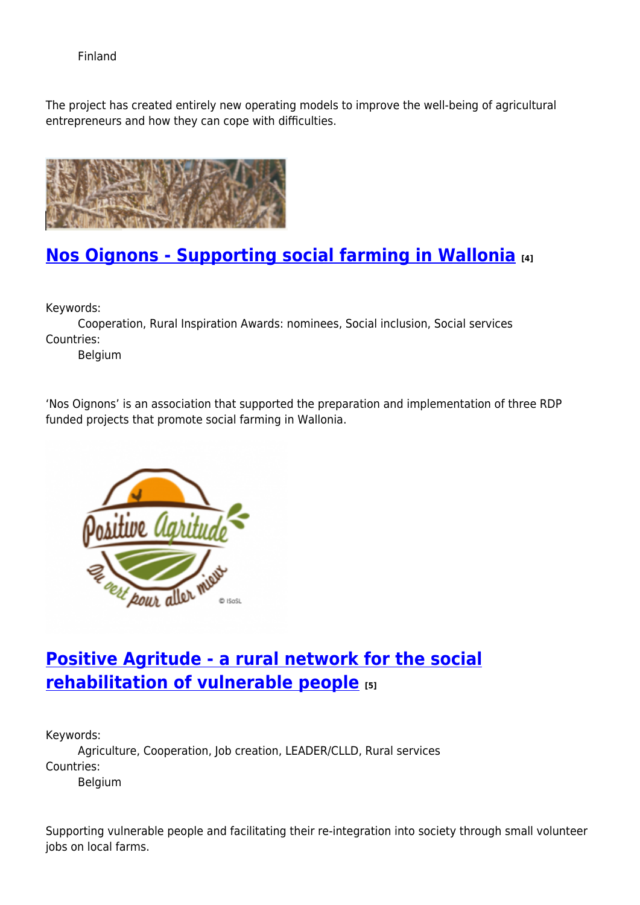Finland

The project has created entirely new operating models to improve the well-being of agricultural entrepreneurs and how they can cope with difficulties.

## Nos Oignons - Supporting social farming in Wallonia [4]

Keywords:
Cooperation, Rural Inspiration Awards: nominees, Social inclusion, Social services
Countries:
Belgium

'Nos Oignons' is an association that supported the preparation and implementation of three RDP funded projects that promote social farming in Wallonia.

## Positive Agritude - a rural network for the social rehabilitation of vulnerable people [5]

Keywords:
Agriculture, Cooperation, Job creation, LEADER/CLLD, Rural services
Countries:
Belgium

Supporting vulnerable people and facilitating their re-integration into society through small volunteer jobs on local farms.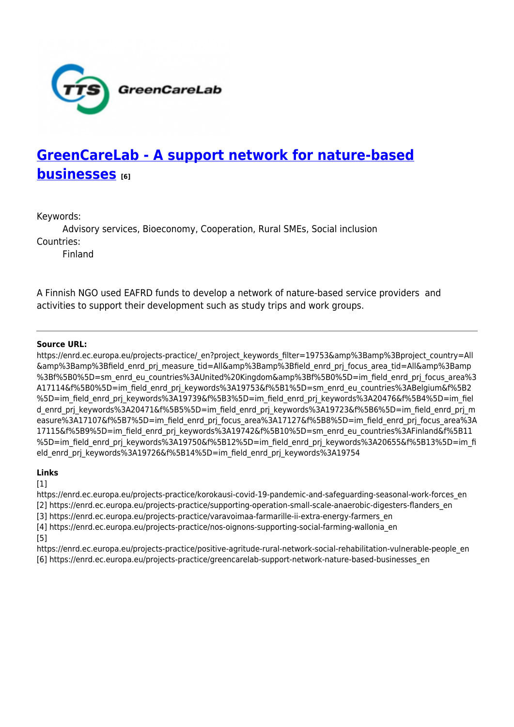## GreenCareLab - A support network for nature-based businesses [6]

Keywords:

Advisory services, Bioeconomy, Cooperation, Rural SMEs, Social inclusion

Countries:

Finland

A Finnish NGO used EAFRD funds to develop a network of nature-based service providers and activities to support their development such as study trips and work groups.

---

**Source URL:**
https://enrd.ec.europa.eu/projects-practice/_en?project_keywords_filter=19753&amp%3Bamp%3Bproject_country=All&amp%3Bamp%3Bfield_enrd_prj_measure_tid=All&amp%3Bamp%3Bfield_enrd_prj_focus_area_tid=All&amp%3Bamp%3Bf%5B0%5D=sm_enrd_eu_countries%3AUnited%20Kingdom&amp%3Bf%5B0%5D=im_field_enrd_prj_focus_area%3A17114&f%5B0%5D=im_field_enrd_prj_keywords%3A19753&f%5B1%5D=sm_enrd_eu_countries%3ABelgium&f%5B2%5D=im_field_enrd_prj_keywords%3A19739&f%5B3%5D=im_field_enrd_prj_keywords%3A20476&f%5B4%5D=im_field_enrd_prj_keywords%3A20471&f%5B5%5D=im_field_enrd_prj_keywords%3A19723&f%5B6%5D=im_field_enrd_prj_measure%3A17107&f%5B7%5D=im_field_enrd_prj_focus_area%3A17127&f%5B8%5D=im_field_enrd_prj_focus_area%3A17115&f%5B9%5D=im_field_enrd_prj_keywords%3A19742&f%5B10%5D=sm_enrd_eu_countries%3AFinland&f%5B11%5D=im_field_enrd_prj_keywords%3A19750&f%5B12%5D=im_field_enrd_prj_keywords%3A20655&f%5B13%5D=im_field_enrd_prj_keywords%3A19726&f%5B14%5D=im_field_enrd_prj_keywords%3A19754

**Links**

[1] https://enrd.ec.europa.eu/projects-practice/korokausi-covid-19-pandemic-and-safeguarding-seasonal-work-forces_en
[2] https://enrd.ec.europa.eu/projects-practice/supporting-operation-small-scale-anaerobic-digesters-flanders_en
[3] https://enrd.ec.europa.eu/projects-practice/varavoimaa-farmarille-ii-extra-energy-farmers_en
[4] https://enrd.ec.europa.eu/projects-practice/nos-oignons-supporting-social-farming-wallonia_en
[5] https://enrd.ec.europa.eu/projects-practice/positive-agritude-rural-network-social-rehabilitation-vulnerable-people_en
[6] https://enrd.ec.europa.eu/projects-practice/greencarelab-support-network-nature-based-businesses_en